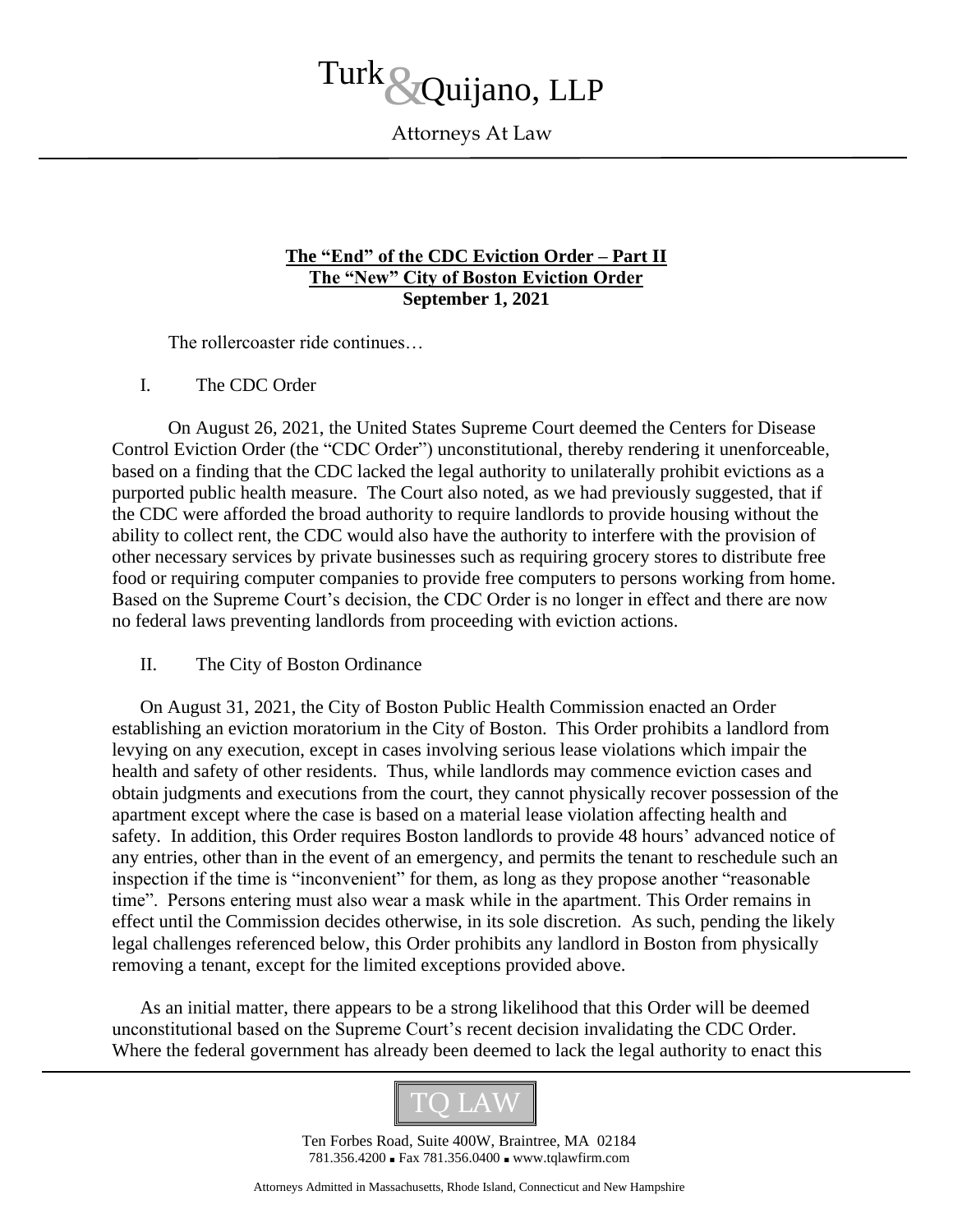# Turk & Quijano, LLP

Attorneys At Law

**The "End" of the CDC Eviction Order – Part II**
**The "New" City of Boston Eviction Order**
**September 1, 2021**

The rollercoaster ride continues…

## I. The CDC Order

On August 26, 2021, the United States Supreme Court deemed the Centers for Disease Control Eviction Order (the "CDC Order") unconstitutional, thereby rendering it unenforceable, based on a finding that the CDC lacked the legal authority to unilaterally prohibit evictions as a purported public health measure. The Court also noted, as we had previously suggested, that if the CDC were afforded the broad authority to require landlords to provide housing without the ability to collect rent, the CDC would also have the authority to interfere with the provision of other necessary services by private businesses such as requiring grocery stores to distribute free food or requiring computer companies to provide free computers to persons working from home. Based on the Supreme Court's decision, the CDC Order is no longer in effect and there are now no federal laws preventing landlords from proceeding with eviction actions.

## II. The City of Boston Ordinance

On August 31, 2021, the City of Boston Public Health Commission enacted an Order establishing an eviction moratorium in the City of Boston. This Order prohibits a landlord from levying on any execution, except in cases involving serious lease violations which impair the health and safety of other residents. Thus, while landlords may commence eviction cases and obtain judgments and executions from the court, they cannot physically recover possession of the apartment except where the case is based on a material lease violation affecting health and safety. In addition, this Order requires Boston landlords to provide 48 hours' advanced notice of any entries, other than in the event of an emergency, and permits the tenant to reschedule such an inspection if the time is "inconvenient" for them, as long as they propose another "reasonable time". Persons entering must also wear a mask while in the apartment. This Order remains in effect until the Commission decides otherwise, in its sole discretion. As such, pending the likely legal challenges referenced below, this Order prohibits any landlord in Boston from physically removing a tenant, except for the limited exceptions provided above.

As an initial matter, there appears to be a strong likelihood that this Order will be deemed unconstitutional based on the Supreme Court's recent decision invalidating the CDC Order. Where the federal government has already been deemed to lack the legal authority to enact this

TQ LAW

Ten Forbes Road, Suite 400W, Braintree, MA 02184
781.356.4200 ▪ Fax 781.356.0400 ▪ www.tqlawfirm.com

Attorneys Admitted in Massachusetts, Rhode Island, Connecticut and New Hampshire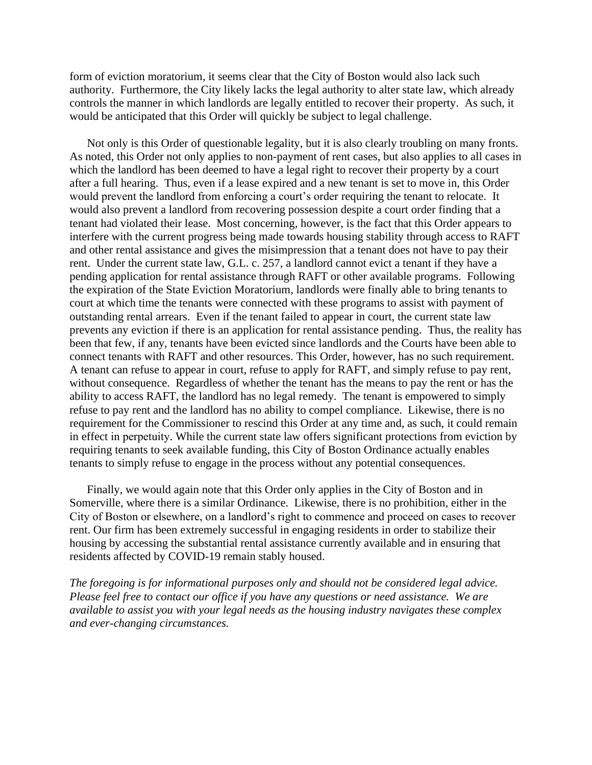form of eviction moratorium, it seems clear that the City of Boston would also lack such authority. Furthermore, the City likely lacks the legal authority to alter state law, which already controls the manner in which landlords are legally entitled to recover their property. As such, it would be anticipated that this Order will quickly be subject to legal challenge.

Not only is this Order of questionable legality, but it is also clearly troubling on many fronts. As noted, this Order not only applies to non-payment of rent cases, but also applies to all cases in which the landlord has been deemed to have a legal right to recover their property by a court after a full hearing. Thus, even if a lease expired and a new tenant is set to move in, this Order would prevent the landlord from enforcing a court's order requiring the tenant to relocate. It would also prevent a landlord from recovering possession despite a court order finding that a tenant had violated their lease. Most concerning, however, is the fact that this Order appears to interfere with the current progress being made towards housing stability through access to RAFT and other rental assistance and gives the misimpression that a tenant does not have to pay their rent. Under the current state law, G.L. c. 257, a landlord cannot evict a tenant if they have a pending application for rental assistance through RAFT or other available programs. Following the expiration of the State Eviction Moratorium, landlords were finally able to bring tenants to court at which time the tenants were connected with these programs to assist with payment of outstanding rental arrears. Even if the tenant failed to appear in court, the current state law prevents any eviction if there is an application for rental assistance pending. Thus, the reality has been that few, if any, tenants have been evicted since landlords and the Courts have been able to connect tenants with RAFT and other resources. This Order, however, has no such requirement. A tenant can refuse to appear in court, refuse to apply for RAFT, and simply refuse to pay rent, without consequence. Regardless of whether the tenant has the means to pay the rent or has the ability to access RAFT, the landlord has no legal remedy. The tenant is empowered to simply refuse to pay rent and the landlord has no ability to compel compliance. Likewise, there is no requirement for the Commissioner to rescind this Order at any time and, as such, it could remain in effect in perpetuity. While the current state law offers significant protections from eviction by requiring tenants to seek available funding, this City of Boston Ordinance actually enables tenants to simply refuse to engage in the process without any potential consequences.

Finally, we would again note that this Order only applies in the City of Boston and in Somerville, where there is a similar Ordinance. Likewise, there is no prohibition, either in the City of Boston or elsewhere, on a landlord's right to commence and proceed on cases to recover rent. Our firm has been extremely successful in engaging residents in order to stabilize their housing by accessing the substantial rental assistance currently available and in ensuring that residents affected by COVID-19 remain stably housed.

*The foregoing is for informational purposes only and should not be considered legal advice. Please feel free to contact our office if you have any questions or need assistance. We are available to assist you with your legal needs as the housing industry navigates these complex and ever-changing circumstances.*